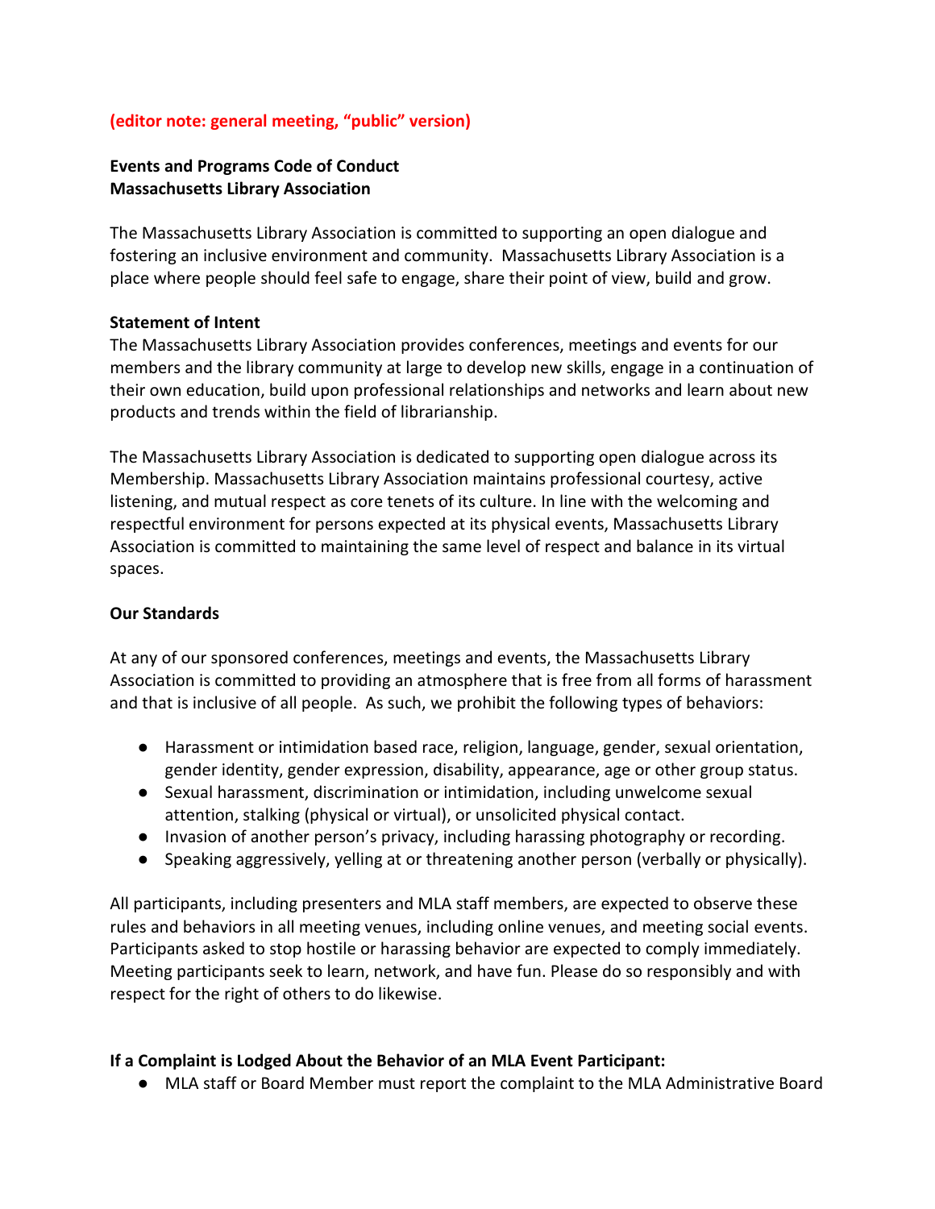**(editor note: general meeting, "public" version)**

**Events and Programs Code of Conduct**
**Massachusetts Library Association**

The Massachusetts Library Association is committed to supporting an open dialogue and fostering an inclusive environment and community. Massachusetts Library Association is a place where people should feel safe to engage, share their point of view, build and grow.

**Statement of Intent**

The Massachusetts Library Association provides conferences, meetings and events for our members and the library community at large to develop new skills, engage in a continuation of their own education, build upon professional relationships and networks and learn about new products and trends within the field of librarianship.

The Massachusetts Library Association is dedicated to supporting open dialogue across its Membership. Massachusetts Library Association maintains professional courtesy, active listening, and mutual respect as core tenets of its culture. In line with the welcoming and respectful environment for persons expected at its physical events, Massachusetts Library Association is committed to maintaining the same level of respect and balance in its virtual spaces.

**Our Standards**

At any of our sponsored conferences, meetings and events, the Massachusetts Library Association is committed to providing an atmosphere that is free from all forms of harassment and that is inclusive of all people. As such, we prohibit the following types of behaviors:

- Harassment or intimidation based race, religion, language, gender, sexual orientation, gender identity, gender expression, disability, appearance, age or other group status.
- Sexual harassment, discrimination or intimidation, including unwelcome sexual attention, stalking (physical or virtual), or unsolicited physical contact.
- Invasion of another person's privacy, including harassing photography or recording.
- Speaking aggressively, yelling at or threatening another person (verbally or physically).

All participants, including presenters and MLA staff members, are expected to observe these rules and behaviors in all meeting venues, including online venues, and meeting social events. Participants asked to stop hostile or harassing behavior are expected to comply immediately. Meeting participants seek to learn, network, and have fun. Please do so responsibly and with respect for the right of others to do likewise.

**If a Complaint is Lodged About the Behavior of an MLA Event Participant:**

- MLA staff or Board Member must report the complaint to the MLA Administrative Board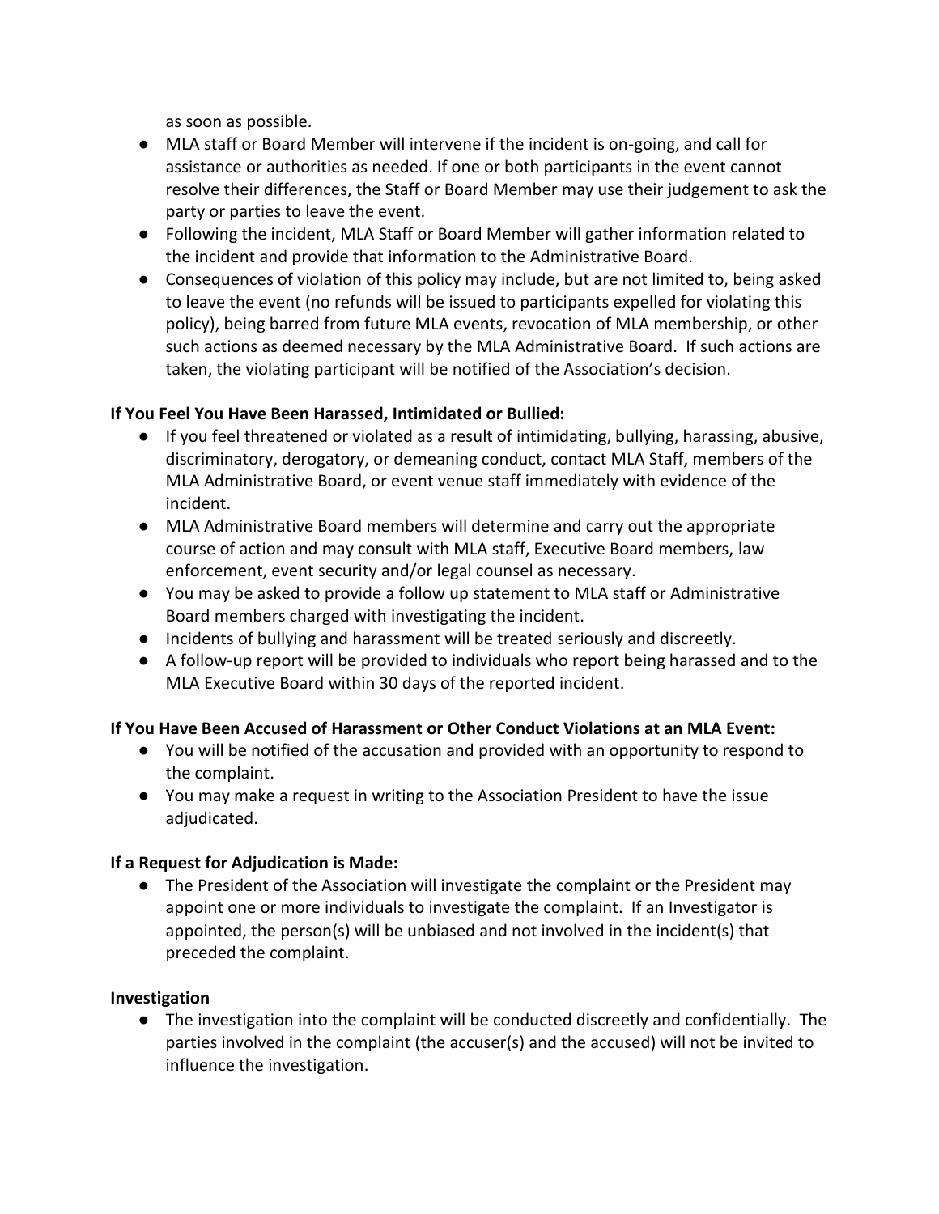as soon as possible.

- MLA staff or Board Member will intervene if the incident is on-going, and call for assistance or authorities as needed. If one or both participants in the event cannot resolve their differences, the Staff or Board Member may use their judgement to ask the party or parties to leave the event.
- Following the incident, MLA Staff or Board Member will gather information related to the incident and provide that information to the Administrative Board.
- Consequences of violation of this policy may include, but are not limited to, being asked to leave the event (no refunds will be issued to participants expelled for violating this policy), being barred from future MLA events, revocation of MLA membership, or other such actions as deemed necessary by the MLA Administrative Board. If such actions are taken, the violating participant will be notified of the Association's decision.

**If You Feel You Have Been Harassed, Intimidated or Bullied:**

- If you feel threatened or violated as a result of intimidating, bullying, harassing, abusive, discriminatory, derogatory, or demeaning conduct, contact MLA Staff, members of the MLA Administrative Board, or event venue staff immediately with evidence of the incident.
- MLA Administrative Board members will determine and carry out the appropriate course of action and may consult with MLA staff, Executive Board members, law enforcement, event security and/or legal counsel as necessary.
- You may be asked to provide a follow up statement to MLA staff or Administrative Board members charged with investigating the incident.
- Incidents of bullying and harassment will be treated seriously and discreetly.
- A follow-up report will be provided to individuals who report being harassed and to the MLA Executive Board within 30 days of the reported incident.

**If You Have Been Accused of Harassment or Other Conduct Violations at an MLA Event:**

- You will be notified of the accusation and provided with an opportunity to respond to the complaint.
- You may make a request in writing to the Association President to have the issue adjudicated.

**If a Request for Adjudication is Made:**

- The President of the Association will investigate the complaint or the President may appoint one or more individuals to investigate the complaint. If an Investigator is appointed, the person(s) will be unbiased and not involved in the incident(s) that preceded the complaint.

**Investigation**

- The investigation into the complaint will be conducted discreetly and confidentially. The parties involved in the complaint (the accuser(s) and the accused) will not be invited to influence the investigation.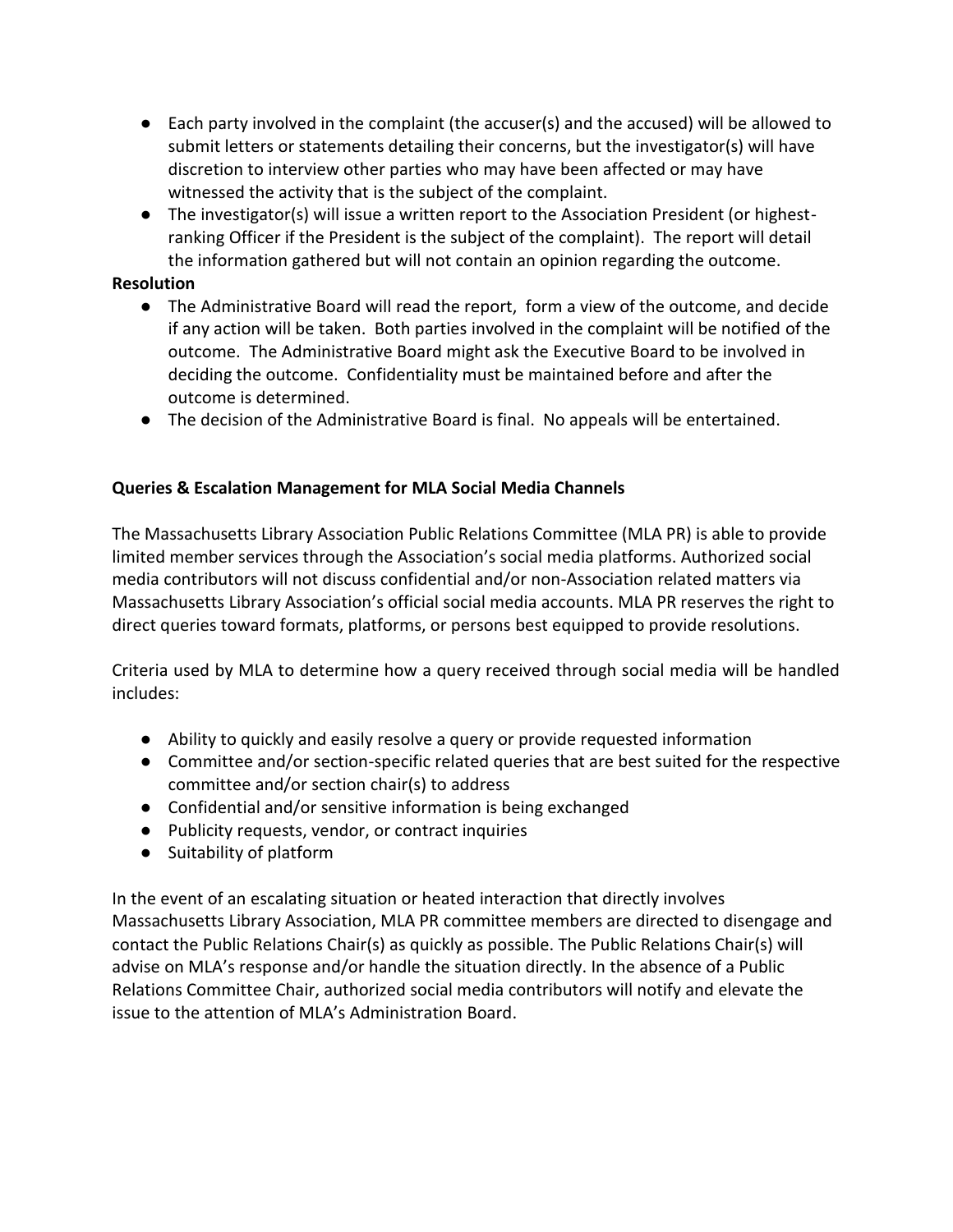- Each party involved in the complaint (the accuser(s) and the accused) will be allowed to submit letters or statements detailing their concerns, but the investigator(s) will have discretion to interview other parties who may have been affected or may have witnessed the activity that is the subject of the complaint.
- The investigator(s) will issue a written report to the Association President (or highest-ranking Officer if the President is the subject of the complaint). The report will detail the information gathered but will not contain an opinion regarding the outcome.

**Resolution**

- The Administrative Board will read the report, form a view of the outcome, and decide if any action will be taken. Both parties involved in the complaint will be notified of the outcome. The Administrative Board might ask the Executive Board to be involved in deciding the outcome. Confidentiality must be maintained before and after the outcome is determined.
- The decision of the Administrative Board is final. No appeals will be entertained.

**Queries & Escalation Management for MLA Social Media Channels**

The Massachusetts Library Association Public Relations Committee (MLA PR) is able to provide limited member services through the Association's social media platforms. Authorized social media contributors will not discuss confidential and/or non-Association related matters via Massachusetts Library Association's official social media accounts. MLA PR reserves the right to direct queries toward formats, platforms, or persons best equipped to provide resolutions.

Criteria used by MLA to determine how a query received through social media will be handled includes:

- Ability to quickly and easily resolve a query or provide requested information
- Committee and/or section-specific related queries that are best suited for the respective committee and/or section chair(s) to address
- Confidential and/or sensitive information is being exchanged
- Publicity requests, vendor, or contract inquiries
- Suitability of platform

In the event of an escalating situation or heated interaction that directly involves Massachusetts Library Association, MLA PR committee members are directed to disengage and contact the Public Relations Chair(s) as quickly as possible. The Public Relations Chair(s) will advise on MLA's response and/or handle the situation directly. In the absence of a Public Relations Committee Chair, authorized social media contributors will notify and elevate the issue to the attention of MLA's Administration Board.